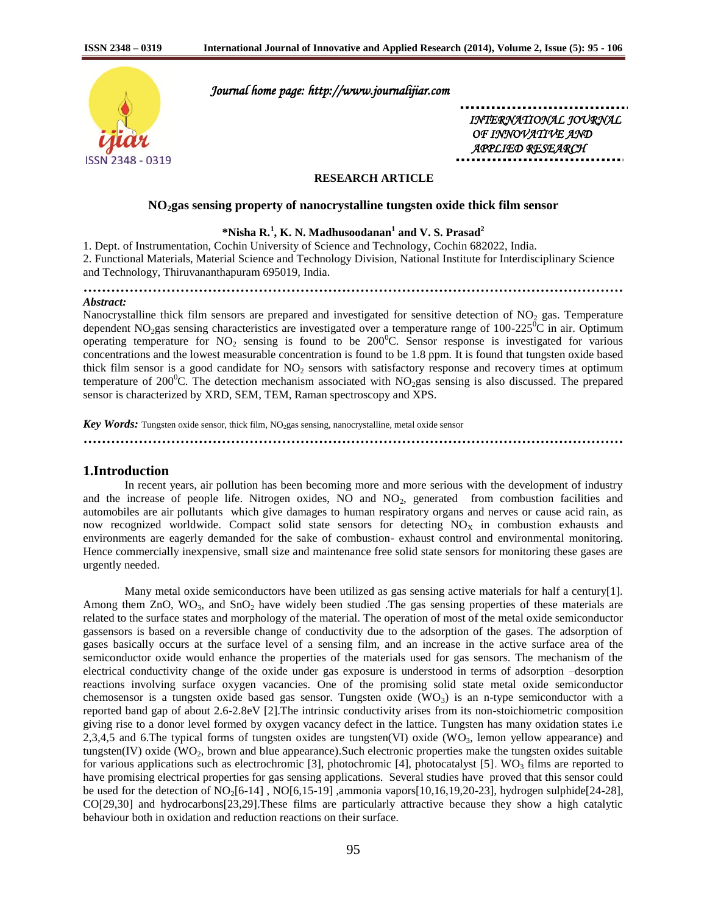RESEARCH ARTICLE

# $NO_2$ gas sensing property of nanocrystalline tungsten oxide thick film sensor

**\*Nisha R.[1], K. N. Madhusoodanan[1] and V. S. Prasad[2]**

1. Dept. of Instrumentation, Cochin University of Science and Technology, Cochin 682022, India.
2. Functional Materials, Material Science and Technology Division, National Institute for Interdisciplinary Science and Technology, Thiruvananthapuram 695019, India.

---

***Abstract:***

Nanocrystalline thick film sensors are prepared and investigated for sensitive detection of $NO_2$ gas. Temperature dependent $NO_2$ gas sensing characteristics are investigated over a temperature range of 100-225$^0$C in air. Optimum operating temperature for $NO_2$ sensing is found to be 200$^0$C. Sensor response is investigated for various concentrations and the lowest measurable concentration is found to be 1.8 ppm. It is found that tungsten oxide based thick film sensor is a good candidate for $NO_2$ sensors with satisfactory response and recovery times at optimum temperature of 200$^0$C. The detection mechanism associated with $NO_2$ gas sensing is also discussed. The prepared sensor is characterized by XRD, SEM, TEM, Raman spectroscopy and XPS.

***Key Words:*** Tungsten oxide sensor, thick film, $NO_2$ gas sensing, nanocrystalline, metal oxide sensor

---

## 1.Introduction

In recent years, air pollution has been becoming more and more serious with the development of industry and the increase of people life. Nitrogen oxides, NO and $NO_2$, generated from combustion facilities and automobiles are air pollutants which give damages to human respiratory organs and nerves or cause acid rain, as now recognized worldwide. Compact solid state sensors for detecting $NO_X$ in combustion exhausts and environments are eagerly demanded for the sake of combustion- exhaust control and environmental monitoring. Hence commercially inexpensive, small size and maintenance free solid state sensors for monitoring these gases are urgently needed.

Many metal oxide semiconductors have been utilized as gas sensing active materials for half a century[1]. Among them ZnO, $WO_3$, and $SnO_2$ have widely been studied .The gas sensing properties of these materials are related to the surface states and morphology of the material. The operation of most of the metal oxide semiconductor gassensors is based on a reversible change of conductivity due to the adsorption of the gases. The adsorption of gases basically occurs at the surface level of a sensing film, and an increase in the active surface area of the semiconductor oxide would enhance the properties of the materials used for gas sensors. The mechanism of the electrical conductivity change of the oxide under gas exposure is understood in terms of adsorption –desorption reactions involving surface oxygen vacancies. One of the promising solid state metal oxide semiconductor chemosensor is a tungsten oxide based gas sensor. Tungsten oxide ($WO_3$) is an n-type semiconductor with a reported band gap of about 2.6-2.8eV [2].The intrinsic conductivity arises from its non-stoichiometric composition giving rise to a donor level formed by oxygen vacancy defect in the lattice. Tungsten has many oxidation states i.e 2,3,4,5 and 6.The typical forms of tungsten oxides are tungsten(VI) oxide ($WO_3$, lemon yellow appearance) and tungsten(IV) oxide ($WO_2$, brown and blue appearance).Such electronic properties make the tungsten oxides suitable for various applications such as electrochromic [3], photochromic [4], photocatalyst [5]. $WO_3$ films are reported to have promising electrical properties for gas sensing applications. Several studies have proved that this sensor could be used for the detection of $NO_2$[6-14] , NO[6,15-19] ,ammonia vapors[10,16,19,20-23], hydrogen sulphide[24-28], CO[29,30] and hydrocarbons[23,29].These films are particularly attractive because they show a high catalytic behaviour both in oxidation and reduction reactions on their surface.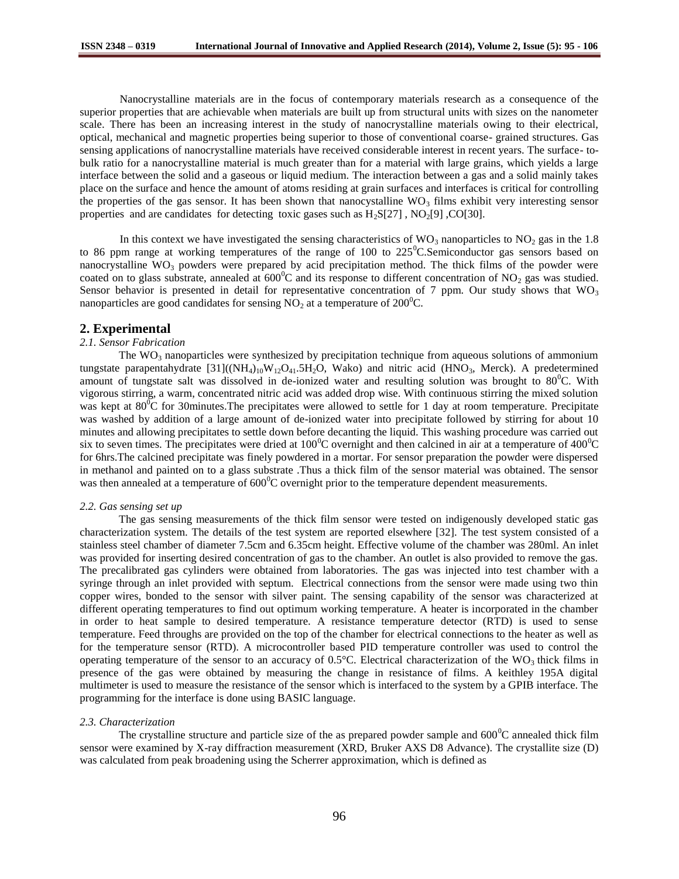Nanocrystalline materials are in the focus of contemporary materials research as a consequence of the superior properties that are achievable when materials are built up from structural units with sizes on the nanometer scale. There has been an increasing interest in the study of nanocrystalline materials owing to their electrical, optical, mechanical and magnetic properties being superior to those of conventional coarse- grained structures. Gas sensing applications of nanocrystalline materials have received considerable interest in recent years. The surface- to-bulk ratio for a nanocrystalline material is much greater than for a material with large grains, which yields a large interface between the solid and a gaseous or liquid medium. The interaction between a gas and a solid mainly takes place on the surface and hence the amount of atoms residing at grain surfaces and interfaces is critical for controlling the properties of the gas sensor. It has been shown that nanocystalline $WO_3$ films exhibit very interesting sensor properties and are candidates for detecting toxic gases such as $H_2S$[27] , $NO_2$[9] ,CO[30].

In this context we have investigated the sensing characteristics of $WO_3$ nanoparticles to $NO_2$ gas in the 1.8 to 86 ppm range at working temperatures of the range of 100 to 225$^0$C.Semiconductor gas sensors based on nanocrystalline $WO_3$ powders were prepared by acid precipitation method. The thick films of the powder were coated on to glass substrate, annealed at 600$^0$C and its response to different concentration of $NO_2$ gas was studied. Sensor behavior is presented in detail for representative concentration of 7 ppm. Our study shows that $WO_3$ nanoparticles are good candidates for sensing $NO_2$ at a temperature of 200$^0$C.

## 2. Experimental

### *2.1. Sensor Fabrication*

The $WO_3$ nanoparticles were synthesized by precipitation technique from aqueous solutions of ammonium tungstate parapentahydrate [31]($(NH_4)_{10}W_{12}O_{41}.5H_2O$, Wako) and nitric acid ($HNO_3$, Merck). A predetermined amount of tungstate salt was dissolved in de-ionized water and resulting solution was brought to 80$^0$C. With vigorous stirring, a warm, concentrated nitric acid was added drop wise. With continuous stirring the mixed solution was kept at 80$^0$C for 30minutes.The precipitates were allowed to settle for 1 day at room temperature. Precipitate was washed by addition of a large amount of de-ionized water into precipitate followed by stirring for about 10 minutes and allowing precipitates to settle down before decanting the liquid. This washing procedure was carried out six to seven times. The precipitates were dried at 100$^0$C overnight and then calcined in air at a temperature of 400$^0$C for 6hrs.The calcined precipitate was finely powdered in a mortar. For sensor preparation the powder were dispersed in methanol and painted on to a glass substrate .Thus a thick film of the sensor material was obtained. The sensor was then annealed at a temperature of 600$^0$C overnight prior to the temperature dependent measurements.

### *2.2. Gas sensing set up*

The gas sensing measurements of the thick film sensor were tested on indigenously developed static gas characterization system. The details of the test system are reported elsewhere [32]. The test system consisted of a stainless steel chamber of diameter 7.5cm and 6.35cm height. Effective volume of the chamber was 280ml. An inlet was provided for inserting desired concentration of gas to the chamber. An outlet is also provided to remove the gas. The precalibrated gas cylinders were obtained from laboratories. The gas was injected into test chamber with a syringe through an inlet provided with septum. Electrical connections from the sensor were made using two thin copper wires, bonded to the sensor with silver paint. The sensing capability of the sensor was characterized at different operating temperatures to find out optimum working temperature. A heater is incorporated in the chamber in order to heat sample to desired temperature. A resistance temperature detector (RTD) is used to sense temperature. Feed throughs are provided on the top of the chamber for electrical connections to the heater as well as for the temperature sensor (RTD). A microcontroller based PID temperature controller was used to control the operating temperature of the sensor to an accuracy of 0.5°C. Electrical characterization of the $WO_3$ thick films in presence of the gas were obtained by measuring the change in resistance of films. A keithley 195A digital multimeter is used to measure the resistance of the sensor which is interfaced to the system by a GPIB interface. The programming for the interface is done using BASIC language.

### *2.3. Characterization*

The crystalline structure and particle size of the as prepared powder sample and 600$^0$C annealed thick film sensor were examined by X-ray diffraction measurement (XRD, Bruker AXS D8 Advance). The crystallite size (D) was calculated from peak broadening using the Scherrer approximation, which is defined as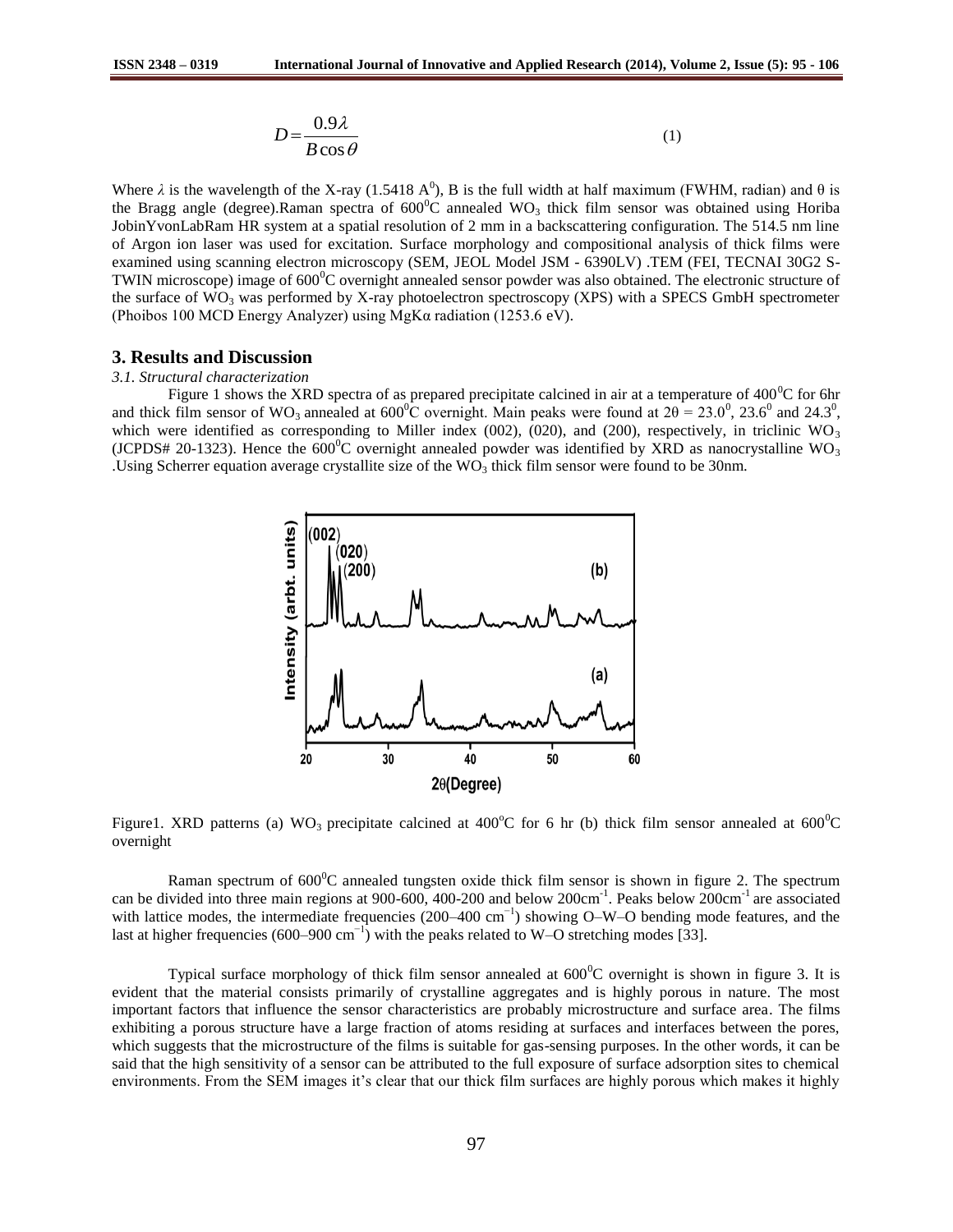$$D = \frac{0.9\lambda}{B\cos\theta} \tag{1}$$

Where $\lambda$ is the wavelength of the X-ray (1.5418 $A^0$), B is the full width at half maximum (FWHM, radian) and θ is the Bragg angle (degree).Raman spectra of $600^0C$ annealed $WO_3$ thick film sensor was obtained using Horiba JobinYvonLabRam HR system at a spatial resolution of 2 mm in a backscattering configuration. The 514.5 nm line of Argon ion laser was used for excitation. Surface morphology and compositional analysis of thick films were examined using scanning electron microscopy (SEM, JEOL Model JSM - 6390LV) .TEM (FEI, TECNAI 30G2 S-TWIN microscope) image of $600^0C$ overnight annealed sensor powder was also obtained. The electronic structure of the surface of $WO_3$ was performed by X-ray photoelectron spectroscopy (XPS) with a SPECS GmbH spectrometer (Phoibos 100 MCD Energy Analyzer) using MgKα radiation (1253.6 eV).

## 3. Results and Discussion

*3.1. Structural characterization*

Figure 1 shows the XRD spectra of as prepared precipitate calcined in air at a temperature of $400^0C$ for 6hr and thick film sensor of $WO_3$ annealed at $600^0C$ overnight. Main peaks were found at $2\theta = 23.0^0$, $23.6^0$ and $24.3^0$, which were identified as corresponding to Miller index (002), (020), and (200), respectively, in triclinic $WO_3$ (JCPDS# 20-1323). Hence the $600^0C$ overnight annealed powder was identified by XRD as nanocrystalline $WO_3$ .Using Scherrer equation average crystallite size of the $WO_3$ thick film sensor were found to be 30nm.

Figure1. XRD patterns (a) $WO_3$ precipitate calcined at $400^oC$ for 6 hr (b) thick film sensor annealed at $600^0C$ overnight

Raman spectrum of $600^0C$ annealed tungsten oxide thick film sensor is shown in figure 2. The spectrum can be divided into three main regions at 900-600, 400-200 and below $200cm^{-1}$. Peaks below $200cm^{-1}$ are associated with lattice modes, the intermediate frequencies (200–400 $cm^{-1}$) showing O–W–O bending mode features, and the last at higher frequencies (600–900 $cm^{-1}$) with the peaks related to W–O stretching modes [33].

Typical surface morphology of thick film sensor annealed at $600^0C$ overnight is shown in figure 3. It is evident that the material consists primarily of crystalline aggregates and is highly porous in nature. The most important factors that influence the sensor characteristics are probably microstructure and surface area. The films exhibiting a porous structure have a large fraction of atoms residing at surfaces and interfaces between the pores, which suggests that the microstructure of the films is suitable for gas-sensing purposes. In the other words, it can be said that the high sensitivity of a sensor can be attributed to the full exposure of surface adsorption sites to chemical environments. From the SEM images it's clear that our thick film surfaces are highly porous which makes it highly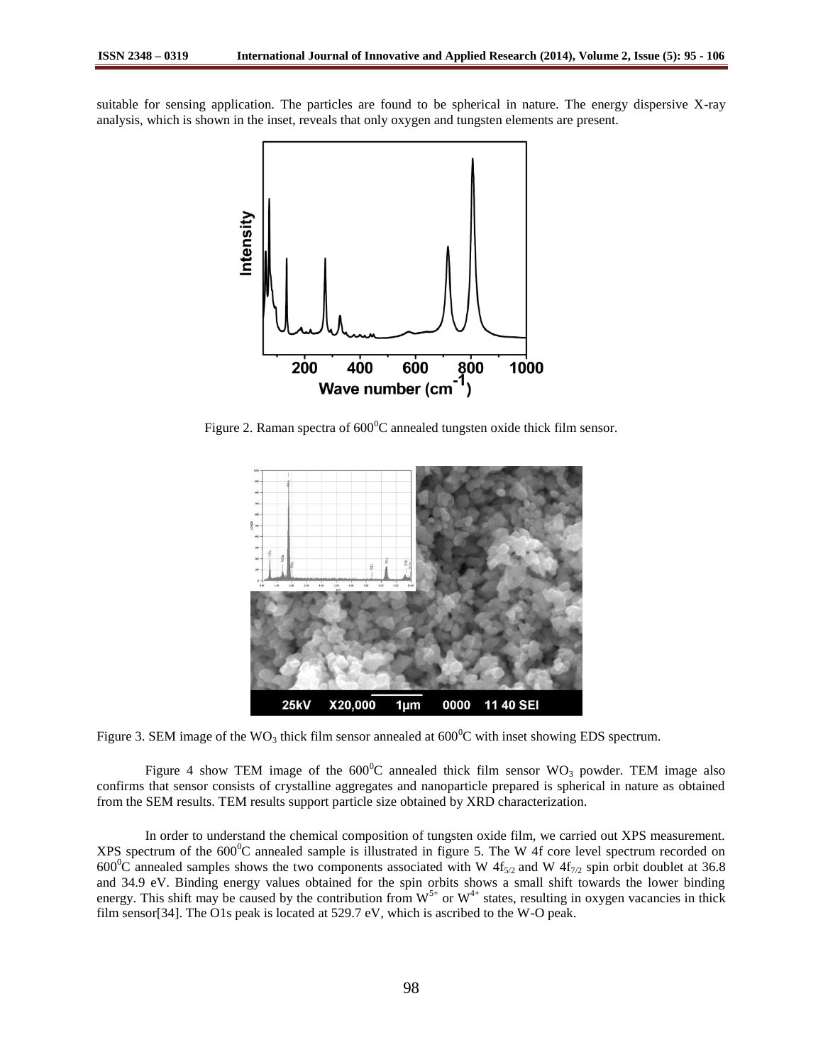suitable for sensing application. The particles are found to be spherical in nature. The energy dispersive X-ray analysis, which is shown in the inset, reveals that only oxygen and tungsten elements are present.

Figure 2. Raman spectra of $600^0$C annealed tungsten oxide thick film sensor.

Figure 3. SEM image of the $WO_3$ thick film sensor annealed at $600^0$C with inset showing EDS spectrum.

Figure 4 show TEM image of the $600^0$C annealed thick film sensor $WO_3$ powder. TEM image also confirms that sensor consists of crystalline aggregates and nanoparticle prepared is spherical in nature as obtained from the SEM results. TEM results support particle size obtained by XRD characterization.

In order to understand the chemical composition of tungsten oxide film, we carried out XPS measurement. XPS spectrum of the $600^0$C annealed sample is illustrated in figure 5. The W 4f core level spectrum recorded on $600^0$C annealed samples shows the two components associated with W $4f_{5/2}$ and W $4f_{7/2}$ spin orbit doublet at 36.8 and 34.9 eV. Binding energy values obtained for the spin orbits shows a small shift towards the lower binding energy. This shift may be caused by the contribution from $W^{5+}$ or $W^{4+}$ states, resulting in oxygen vacancies in thick film sensor[34]. The O1s peak is located at 529.7 eV, which is ascribed to the W-O peak.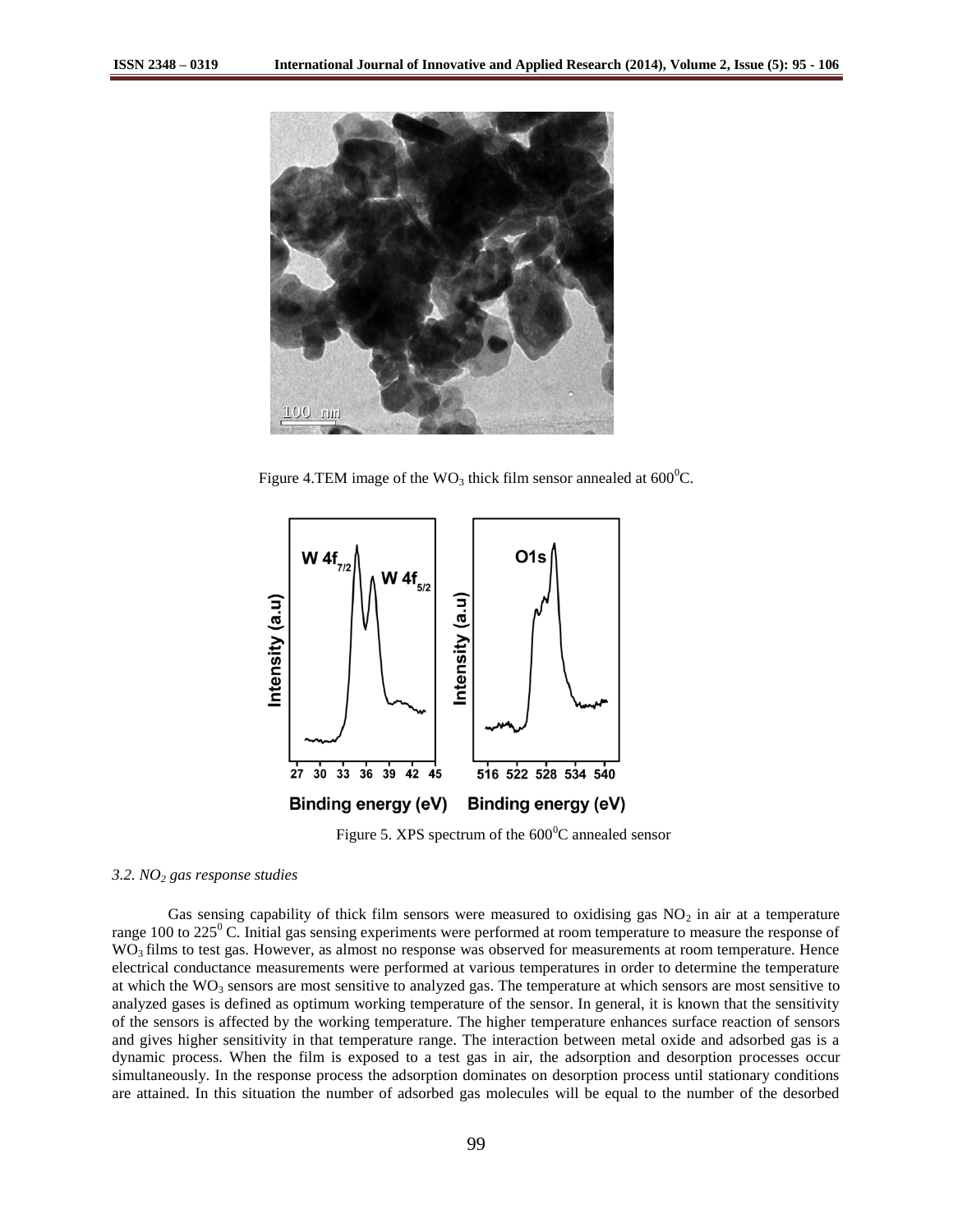Figure 4.TEM image of the $WO_3$ thick film sensor annealed at $600^0$C.

Figure 5. XPS spectrum of the $600^0$C annealed sensor

### *3.2. $NO_2$ gas response studies*

Gas sensing capability of thick film sensors were measured to oxidising gas $NO_2$ in air at a temperature range 100 to $225^0$ C. Initial gas sensing experiments were performed at room temperature to measure the response of $WO_3$ films to test gas. However, as almost no response was observed for measurements at room temperature. Hence electrical conductance measurements were performed at various temperatures in order to determine the temperature at which the $WO_3$ sensors are most sensitive to analyzed gas. The temperature at which sensors are most sensitive to analyzed gases is defined as optimum working temperature of the sensor. In general, it is known that the sensitivity of the sensors is affected by the working temperature. The higher temperature enhances surface reaction of sensors and gives higher sensitivity in that temperature range. The interaction between metal oxide and adsorbed gas is a dynamic process. When the film is exposed to a test gas in air, the adsorption and desorption processes occur simultaneously. In the response process the adsorption dominates on desorption process until stationary conditions are attained. In this situation the number of adsorbed gas molecules will be equal to the number of the desorbed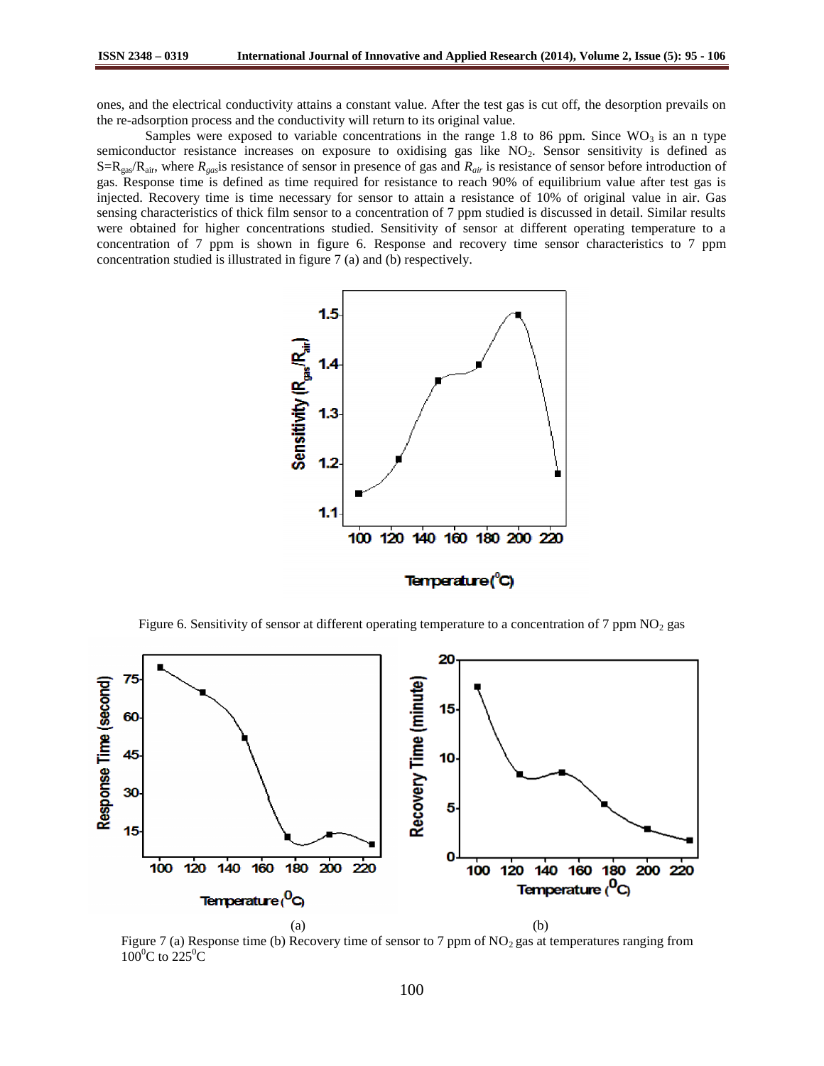ones, and the electrical conductivity attains a constant value. After the test gas is cut off, the desorption prevails on the re-adsorption process and the conductivity will return to its original value.

Samples were exposed to variable concentrations in the range 1.8 to 86 ppm. Since $WO_3$ is an n type semiconductor resistance increases on exposure to oxidising gas like $NO_2$. Sensor sensitivity is defined as $S=R_{gas}/R_{air}$, where $R_{gas}$is resistance of sensor in presence of gas and $R_{air}$ is resistance of sensor before introduction of gas. Response time is defined as time required for resistance to reach 90% of equilibrium value after test gas is injected. Recovery time is time necessary for sensor to attain a resistance of 10% of original value in air. Gas sensing characteristics of thick film sensor to a concentration of 7 ppm studied is discussed in detail. Similar results were obtained for higher concentrations studied. Sensitivity of sensor at different operating temperature to a concentration of 7 ppm is shown in figure 6. Response and recovery time sensor characteristics to 7 ppm concentration studied is illustrated in figure 7 (a) and (b) respectively.

Figure 6. Sensitivity of sensor at different operating temperature to a concentration of 7 ppm $NO_2$ gas

(a) (b)

Figure 7 (a) Response time (b) Recovery time of sensor to 7 ppm of $NO_2$ gas at temperatures ranging from $100^0$C to $225^0$C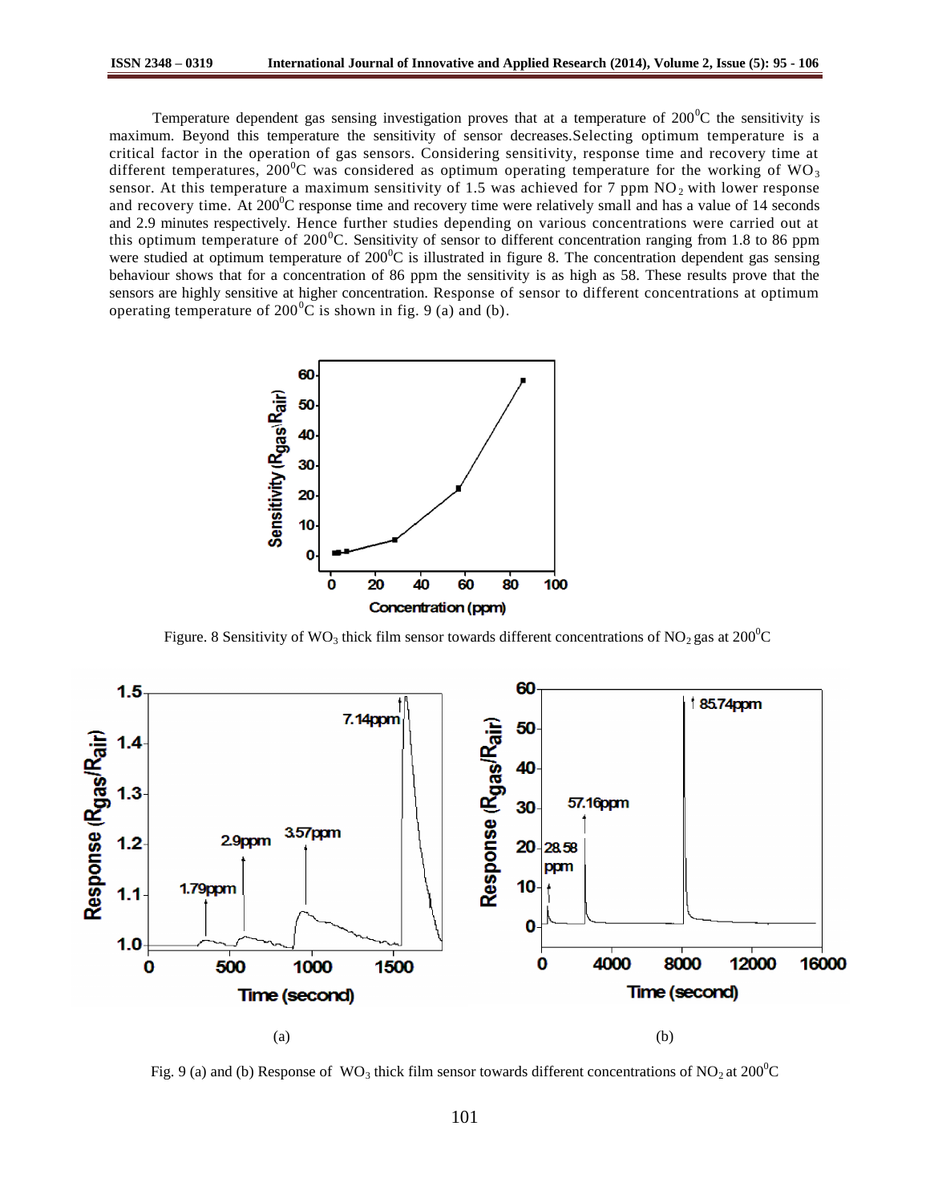Temperature dependent gas sensing investigation proves that at a temperature of $200^0$C the sensitivity is maximum. Beyond this temperature the sensitivity of sensor decreases.Selecting optimum temperature is a critical factor in the operation of gas sensors. Considering sensitivity, response time and recovery time at different temperatures, $200^0$C was considered as optimum operating temperature for the working of $WO_3$ sensor. At this temperature a maximum sensitivity of 1.5 was achieved for 7 ppm $NO_2$ with lower response and recovery time. At $200^0$C response time and recovery time were relatively small and has a value of 14 seconds and 2.9 minutes respectively. Hence further studies depending on various concentrations were carried out at this optimum temperature of $200^0$C. Sensitivity of sensor to different concentration ranging from 1.8 to 86 ppm were studied at optimum temperature of $200^0$C is illustrated in figure 8. The concentration dependent gas sensing behaviour shows that for a concentration of 86 ppm the sensitivity is as high as 58. These results prove that the sensors are highly sensitive at higher concentration. Response of sensor to different concentrations at optimum operating temperature of $200^0$C is shown in fig. 9 (a) and (b).

Figure. 8 Sensitivity of $WO_3$ thick film sensor towards different concentrations of $NO_2$ gas at $200^0$C

(a) (b)

Fig. 9 (a) and (b) Response of $WO_3$ thick film sensor towards different concentrations of $NO_2$ at $200^0$C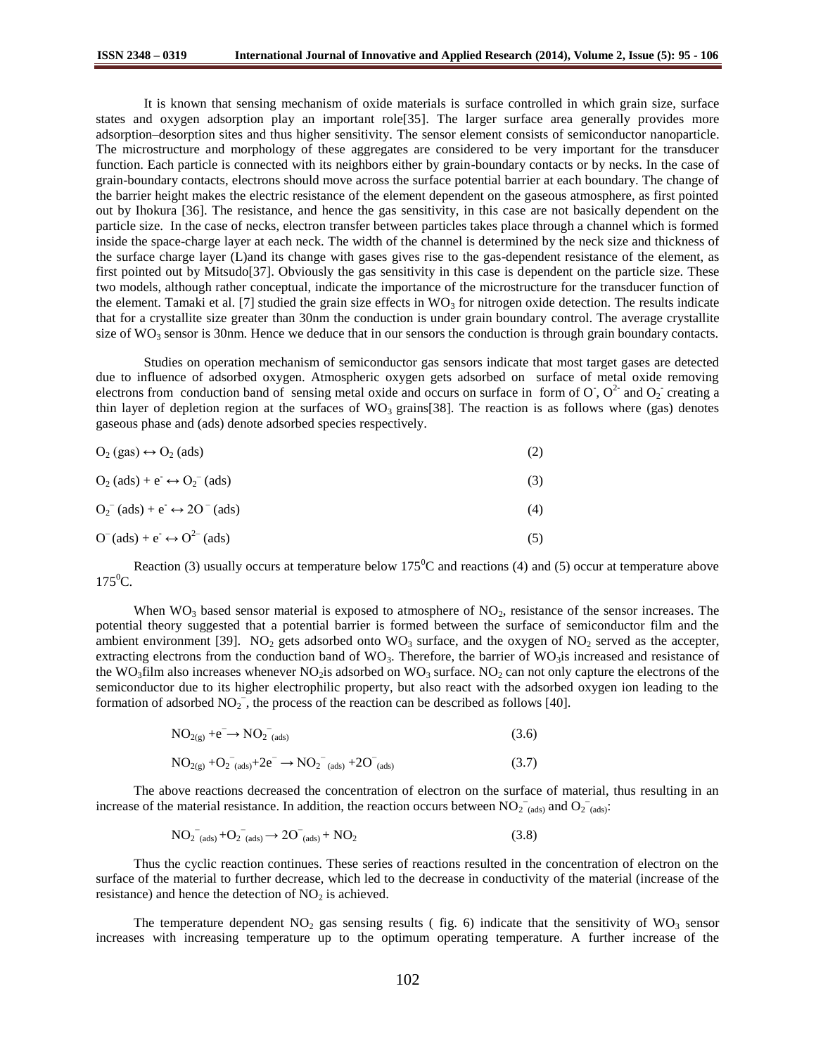It is known that sensing mechanism of oxide materials is surface controlled in which grain size, surface states and oxygen adsorption play an important role[35]. The larger surface area generally provides more adsorption–desorption sites and thus higher sensitivity. The sensor element consists of semiconductor nanoparticle. The microstructure and morphology of these aggregates are considered to be very important for the transducer function. Each particle is connected with its neighbors either by grain-boundary contacts or by necks. In the case of grain-boundary contacts, electrons should move across the surface potential barrier at each boundary. The change of the barrier height makes the electric resistance of the element dependent on the gaseous atmosphere, as first pointed out by Ihokura [36]. The resistance, and hence the gas sensitivity, in this case are not basically dependent on the particle size. In the case of necks, electron transfer between particles takes place through a channel which is formed inside the space-charge layer at each neck. The width of the channel is determined by the neck size and thickness of the surface charge layer (L)and its change with gases gives rise to the gas-dependent resistance of the element, as first pointed out by Mitsudo[37]. Obviously the gas sensitivity in this case is dependent on the particle size. These two models, although rather conceptual, indicate the importance of the microstructure for the transducer function of the element. Tamaki et al. [7] studied the grain size effects in $WO_3$ for nitrogen oxide detection. The results indicate that for a crystallite size greater than 30nm the conduction is under grain boundary control. The average crystallite size of $WO_3$ sensor is 30nm. Hence we deduce that in our sensors the conduction is through grain boundary contacts.

Studies on operation mechanism of semiconductor gas sensors indicate that most target gases are detected due to influence of adsorbed oxygen. Atmospheric oxygen gets adsorbed on surface of metal oxide removing electrons from conduction band of sensing metal oxide and occurs on surface in form of $O^-$, $O^{2-}$ and $O_2^-$ creating a thin layer of depletion region at the surfaces of $WO_3$ grains[38]. The reaction is as follows where (gas) denotes gaseous phase and (ads) denote adsorbed species respectively.

$$O_2\,(gas) \leftrightarrow O_2\,(ads) \tag{2}$$

$$O_2\,(ads) + e^- \leftrightarrow O_2^-\,(ads) \tag{3}$$

$$O_2^-\,(ads) + e^- \leftrightarrow 2O^-\,(ads) \tag{4}$$

$$O^-\,(ads) + e^- \leftrightarrow O^{2-}\,(ads) \tag{5}$$

Reaction (3) usually occurs at temperature below $175^0$C and reactions (4) and (5) occur at temperature above $175^0$C.

When $WO_3$ based sensor material is exposed to atmosphere of $NO_2$, resistance of the sensor increases. The potential theory suggested that a potential barrier is formed between the surface of semiconductor film and the ambient environment [39]. $NO_2$ gets adsorbed onto $WO_3$ surface, and the oxygen of $NO_2$ served as the accepter, extracting electrons from the conduction band of $WO_3$. Therefore, the barrier of $WO_3$is increased and resistance of the $WO_3$film also increases whenever $NO_2$is adsorbed on $WO_3$ surface. $NO_2$ can not only capture the electrons of the semiconductor due to its higher electrophilic property, but also react with the adsorbed oxygen ion leading to the formation of adsorbed $NO_2^-$, the process of the reaction can be described as follows [40].

$$NO_{2(g)} + e^- \rightarrow NO_2^-{}_{(ads)} \tag{3.6}$$

$$NO_{2(g)} + O_2^-{}_{(ads)} + 2e^- \rightarrow NO_2^-{}_{(ads)} + 2O^-{}_{(ads)} \tag{3.7}$$

The above reactions decreased the concentration of electron on the surface of material, thus resulting in an increase of the material resistance. In addition, the reaction occurs between $NO_2^-{}_{(ads)}$ and $O_2^-{}_{(ads)}$:

$$NO_2^-{}_{(ads)} + O_2^-{}_{(ads)} \rightarrow 2O^-{}_{(ads)} + NO_2 \tag{3.8}$$

Thus the cyclic reaction continues. These series of reactions resulted in the concentration of electron on the surface of the material to further decrease, which led to the decrease in conductivity of the material (increase of the resistance) and hence the detection of $NO_2$ is achieved.

The temperature dependent $NO_2$ gas sensing results ( fig. 6) indicate that the sensitivity of $WO_3$ sensor increases with increasing temperature up to the optimum operating temperature. A further increase of the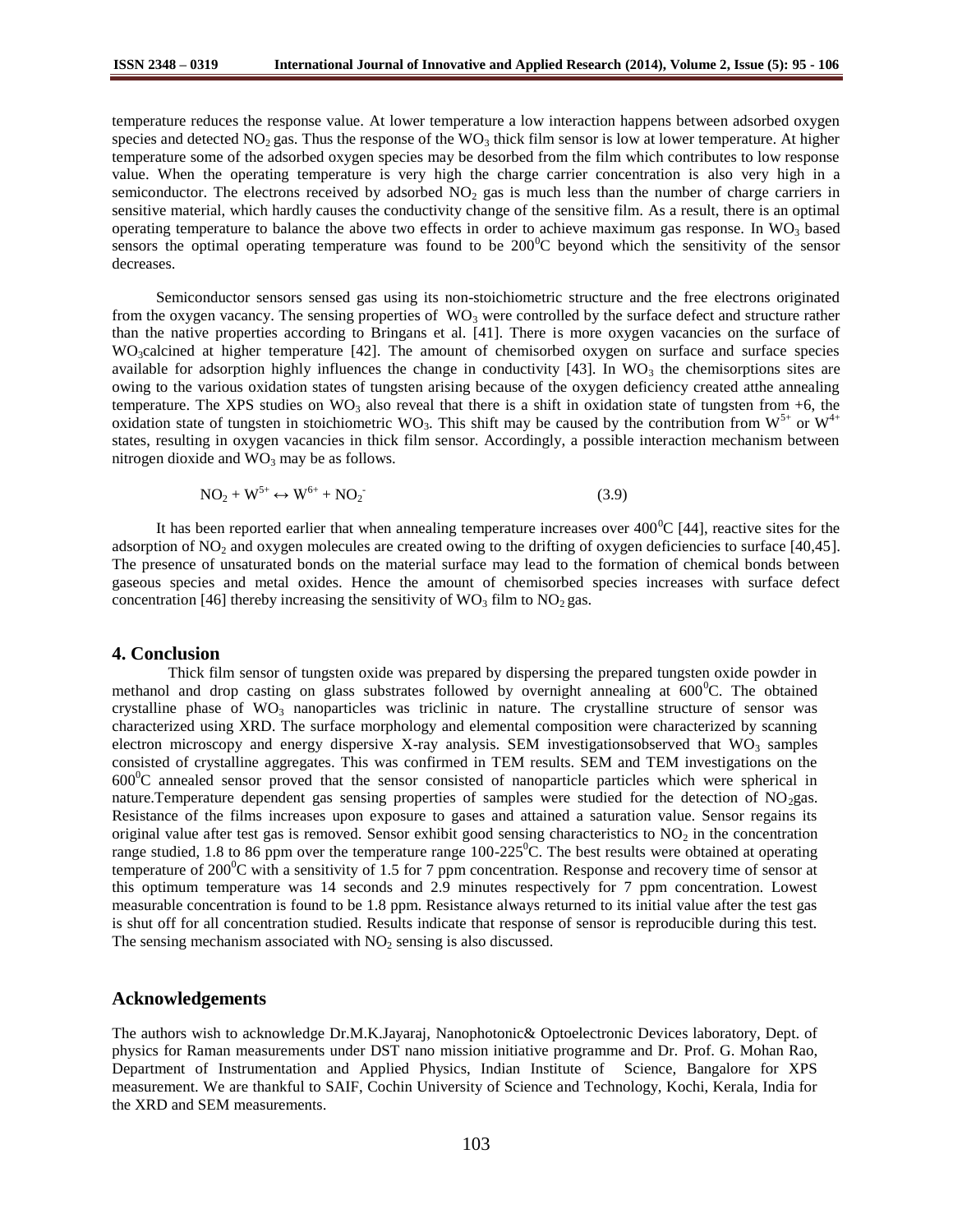temperature reduces the response value. At lower temperature a low interaction happens between adsorbed oxygen species and detected $NO_2$ gas. Thus the response of the $WO_3$ thick film sensor is low at lower temperature. At higher temperature some of the adsorbed oxygen species may be desorbed from the film which contributes to low response value. When the operating temperature is very high the charge carrier concentration is also very high in a semiconductor. The electrons received by adsorbed $NO_2$ gas is much less than the number of charge carriers in sensitive material, which hardly causes the conductivity change of the sensitive film. As a result, there is an optimal operating temperature to balance the above two effects in order to achieve maximum gas response. In $WO_3$ based sensors the optimal operating temperature was found to be $200^0$C beyond which the sensitivity of the sensor decreases.

Semiconductor sensors sensed gas using its non-stoichiometric structure and the free electrons originated from the oxygen vacancy. The sensing properties of $WO_3$ were controlled by the surface defect and structure rather than the native properties according to Bringans et al. [41]. There is more oxygen vacancies on the surface of $WO_3$calcined at higher temperature [42]. The amount of chemisorbed oxygen on surface and surface species available for adsorption highly influences the change in conductivity [43]. In $WO_3$ the chemisorptions sites are owing to the various oxidation states of tungsten arising because of the oxygen deficiency created atthe annealing temperature. The XPS studies on $WO_3$ also reveal that there is a shift in oxidation state of tungsten from +6, the oxidation state of tungsten in stoichiometric $WO_3$. This shift may be caused by the contribution from $W^{5+}$ or $W^{4+}$ states, resulting in oxygen vacancies in thick film sensor. Accordingly, a possible interaction mechanism between nitrogen dioxide and $WO_3$ may be as follows.

$$NO_2 + W^{5+} \leftrightarrow W^{6+} + NO_2^- \qquad (3.9)$$

It has been reported earlier that when annealing temperature increases over $400^0$C [44], reactive sites for the adsorption of $NO_2$ and oxygen molecules are created owing to the drifting of oxygen deficiencies to surface [40,45]. The presence of unsaturated bonds on the material surface may lead to the formation of chemical bonds between gaseous species and metal oxides. Hence the amount of chemisorbed species increases with surface defect concentration [46] thereby increasing the sensitivity of $WO_3$ film to $NO_2$ gas.

## 4. Conclusion

Thick film sensor of tungsten oxide was prepared by dispersing the prepared tungsten oxide powder in methanol and drop casting on glass substrates followed by overnight annealing at $600^0$C. The obtained crystalline phase of $WO_3$ nanoparticles was triclinic in nature. The crystalline structure of sensor was characterized using XRD. The surface morphology and elemental composition were characterized by scanning electron microscopy and energy dispersive X-ray analysis. SEM investigationsobserved that $WO_3$ samples consisted of crystalline aggregates. This was confirmed in TEM results. SEM and TEM investigations on the $600^0$C annealed sensor proved that the sensor consisted of nanoparticle particles which were spherical in nature.Temperature dependent gas sensing properties of samples were studied for the detection of $NO_2$gas. Resistance of the films increases upon exposure to gases and attained a saturation value. Sensor regains its original value after test gas is removed. Sensor exhibit good sensing characteristics to $NO_2$ in the concentration range studied, 1.8 to 86 ppm over the temperature range 100-225$^0$C. The best results were obtained at operating temperature of $200^0$C with a sensitivity of 1.5 for 7 ppm concentration. Response and recovery time of sensor at this optimum temperature was 14 seconds and 2.9 minutes respectively for 7 ppm concentration. Lowest measurable concentration is found to be 1.8 ppm. Resistance always returned to its initial value after the test gas is shut off for all concentration studied. Results indicate that response of sensor is reproducible during this test. The sensing mechanism associated with $NO_2$ sensing is also discussed.

## Acknowledgements

The authors wish to acknowledge Dr.M.K.Jayaraj, Nanophotonic& Optoelectronic Devices laboratory, Dept. of physics for Raman measurements under DST nano mission initiative programme and Dr. Prof. G. Mohan Rao, Department of Instrumentation and Applied Physics, Indian Institute of Science, Bangalore for XPS measurement. We are thankful to SAIF, Cochin University of Science and Technology, Kochi, Kerala, India for the XRD and SEM measurements.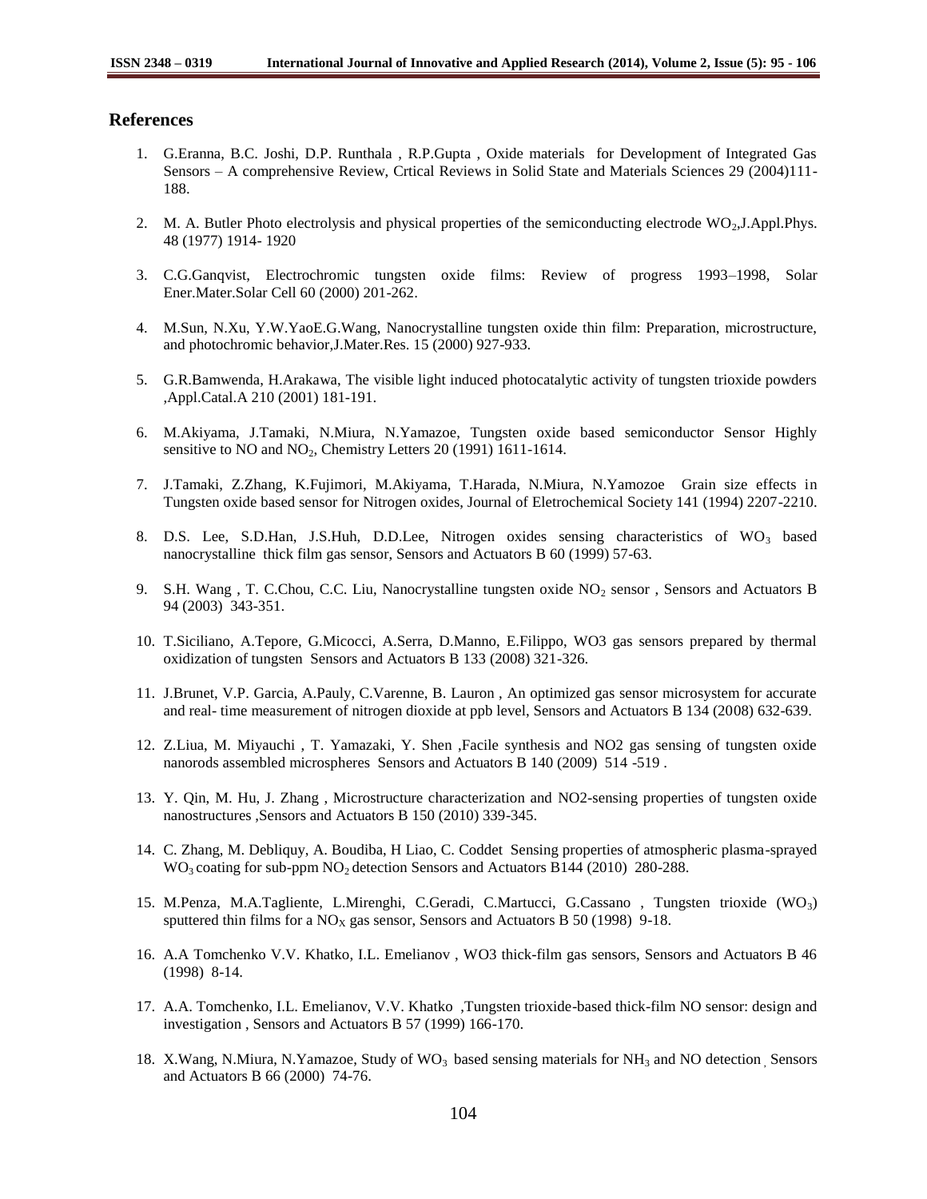## References

1. G.Eranna, B.C. Joshi, D.P. Runthala , R.P.Gupta , Oxide materials for Development of Integrated Gas Sensors – A comprehensive Review, Crtical Reviews in Solid State and Materials Sciences 29 (2004)111-188.

2. M. A. Butler Photo electrolysis and physical properties of the semiconducting electrode $WO_2$,J.Appl.Phys. 48 (1977) 1914- 1920

3. C.G.Ganqvist, Electrochromic tungsten oxide films: Review of progress 1993–1998, Solar Ener.Mater.Solar Cell 60 (2000) 201-262.

4. M.Sun, N.Xu, Y.W.YaoE.G.Wang, Nanocrystalline tungsten oxide thin film: Preparation, microstructure, and photochromic behavior,J.Mater.Res. 15 (2000) 927-933.

5. G.R.Bamwenda, H.Arakawa, The visible light induced photocatalytic activity of tungsten trioxide powders ,Appl.Catal.A 210 (2001) 181-191.

6. M.Akiyama, J.Tamaki, N.Miura, N.Yamazoe, Tungsten oxide based semiconductor Sensor Highly sensitive to NO and $NO_2$, Chemistry Letters 20 (1991) 1611-1614.

7. J.Tamaki, Z.Zhang, K.Fujimori, M.Akiyama, T.Harada, N.Miura, N.Yamozoe Grain size effects in Tungsten oxide based sensor for Nitrogen oxides, Journal of Eletrochemical Society 141 (1994) 2207-2210.

8. D.S. Lee, S.D.Han, J.S.Huh, D.D.Lee, Nitrogen oxides sensing characteristics of $WO_3$ based nanocrystalline thick film gas sensor, Sensors and Actuators B 60 (1999) 57-63.

9. S.H. Wang , T. C.Chou, C.C. Liu, Nanocrystalline tungsten oxide $NO_2$ sensor , Sensors and Actuators B 94 (2003) 343-351.

10. T.Siciliano, A.Tepore, G.Micocci, A.Serra, D.Manno, E.Filippo, WO3 gas sensors prepared by thermal oxidization of tungsten Sensors and Actuators B 133 (2008) 321-326.

11. J.Brunet, V.P. Garcia, A.Pauly, C.Varenne, B. Lauron , An optimized gas sensor microsystem for accurate and real- time measurement of nitrogen dioxide at ppb level, Sensors and Actuators B 134 (2008) 632-639.

12. Z.Liua, M. Miyauchi , T. Yamazaki, Y. Shen ,Facile synthesis and NO2 gas sensing of tungsten oxide nanorods assembled microspheres Sensors and Actuators B 140 (2009) 514 -519 .

13. Y. Qin, M. Hu, J. Zhang , Microstructure characterization and NO2-sensing properties of tungsten oxide nanostructures ,Sensors and Actuators B 150 (2010) 339-345.

14. C. Zhang, M. Debliquy, A. Boudiba, H Liao, C. Coddet Sensing properties of atmospheric plasma-sprayed $WO_3$ coating for sub-ppm $NO_2$ detection Sensors and Actuators B144 (2010) 280-288.

15. M.Penza, M.A.Tagliente, L.Mirenghi, C.Geradi, C.Martucci, G.Cassano , Tungsten trioxide ($WO_3$) sputtered thin films for a $NO_X$ gas sensor, Sensors and Actuators B 50 (1998) 9-18.

16. A.A Tomchenko V.V. Khatko, I.L. Emelianov , WO3 thick-film gas sensors, Sensors and Actuators B 46 (1998) 8-14.

17. A.A. Tomchenko, I.L. Emelianov, V.V. Khatko ,Tungsten trioxide-based thick-film NO sensor: design and investigation , Sensors and Actuators B 57 (1999) 166-170.

18. X.Wang, N.Miura, N.Yamazoe, Study of $WO_3$ based sensing materials for $NH_3$ and NO detection , Sensors and Actuators B 66 (2000) 74-76.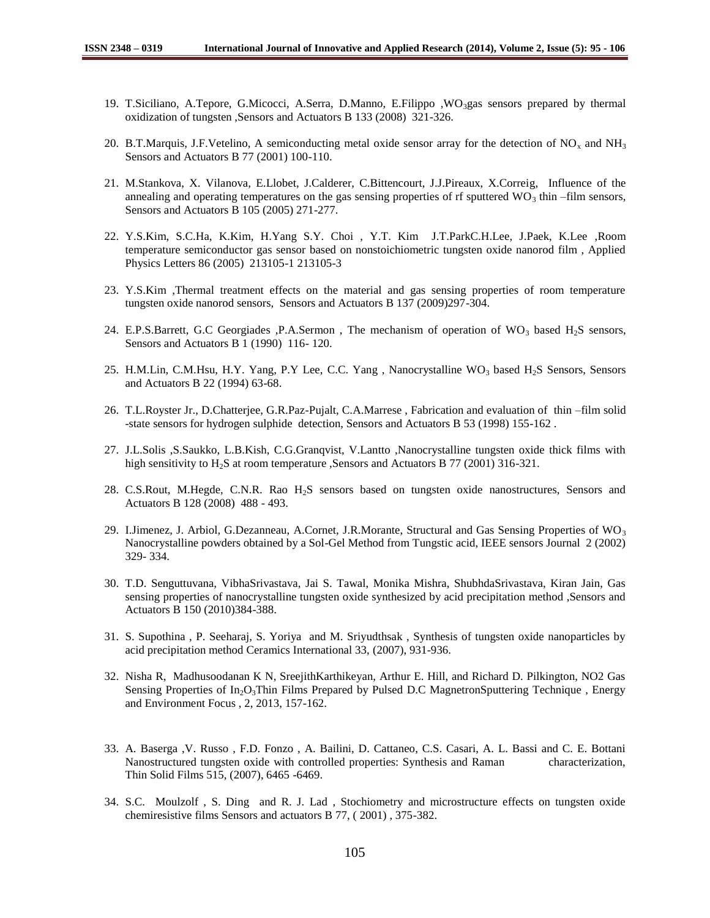19. T.Siciliano, A.Tepore, G.Micocci, A.Serra, D.Manno, E.Filippo ,$WO_3$gas sensors prepared by thermal oxidization of tungsten ,Sensors and Actuators B 133 (2008) 321-326.

20. B.T.Marquis, J.F.Vetelino, A semiconducting metal oxide sensor array for the detection of $NO_x$ and $NH_3$ Sensors and Actuators B 77 (2001) 100-110.

21. M.Stankova, X. Vilanova, E.Llobet, J.Calderer, C.Bittencourt, J.J.Pireaux, X.Correig, Influence of the annealing and operating temperatures on the gas sensing properties of rf sputtered $WO_3$ thin –film sensors, Sensors and Actuators B 105 (2005) 271-277.

22. Y.S.Kim, S.C.Ha, K.Kim, H.Yang S.Y. Choi , Y.T. Kim J.T.ParkC.H.Lee, J.Paek, K.Lee ,Room temperature semiconductor gas sensor based on nonstoichiometric tungsten oxide nanorod film , Applied Physics Letters 86 (2005) 213105-1 213105-3

23. Y.S.Kim ,Thermal treatment effects on the material and gas sensing properties of room temperature tungsten oxide nanorod sensors, Sensors and Actuators B 137 (2009)297-304.

24. E.P.S.Barrett, G.C Georgiades ,P.A.Sermon , The mechanism of operation of $WO_3$ based $H_2S$ sensors, Sensors and Actuators B 1 (1990) 116- 120.

25. H.M.Lin, C.M.Hsu, H.Y. Yang, P.Y Lee, C.C. Yang , Nanocrystalline $WO_3$ based $H_2S$ Sensors, Sensors and Actuators B 22 (1994) 63-68.

26. T.L.Royster Jr., D.Chatterjee, G.R.Paz-Pujalt, C.A.Marrese , Fabrication and evaluation of thin –film solid -state sensors for hydrogen sulphide detection, Sensors and Actuators B 53 (1998) 155-162 .

27. J.L.Solis ,S.Saukko, L.B.Kish, C.G.Granqvist, V.Lantto ,Nanocrystalline tungsten oxide thick films with high sensitivity to $H_2S$ at room temperature ,Sensors and Actuators B 77 (2001) 316-321.

28. C.S.Rout, M.Hegde, C.N.R. Rao $H_2S$ sensors based on tungsten oxide nanostructures, Sensors and Actuators B 128 (2008) 488 - 493.

29. I.Jimenez, J. Arbiol, G.Dezanneau, A.Cornet, J.R.Morante, Structural and Gas Sensing Properties of $WO_3$ Nanocrystalline powders obtained by a Sol-Gel Method from Tungstic acid, IEEE sensors Journal 2 (2002) 329- 334.

30. T.D. Senguttuvana, VibhaSrivastava, Jai S. Tawal, Monika Mishra, ShubhdaSrivastava, Kiran Jain, Gas sensing properties of nanocrystalline tungsten oxide synthesized by acid precipitation method ,Sensors and Actuators B 150 (2010)384-388.

31. S. Supothina , P. Seeharaj, S. Yoriya and M. Sriyudthsak , Synthesis of tungsten oxide nanoparticles by acid precipitation method Ceramics International 33, (2007), 931-936.

32. Nisha R, Madhusoodanan K N, SreejithKarthikeyan, Arthur E. Hill, and Richard D. Pilkington, NO2 Gas Sensing Properties of $In_2O_3$Thin Films Prepared by Pulsed D.C MagnetronSputtering Technique , Energy and Environment Focus , 2, 2013, 157-162.

33. A. Baserga ,V. Russo , F.D. Fonzo , A. Bailini, D. Cattaneo, C.S. Casari, A. L. Bassi and C. E. Bottani Nanostructured tungsten oxide with controlled properties: Synthesis and Raman characterization, Thin Solid Films 515, (2007), 6465 -6469.

34. S.C. Moulzolf , S. Ding and R. J. Lad , Stochiometry and microstructure effects on tungsten oxide chemiresistive films Sensors and actuators B 77, ( 2001) , 375-382.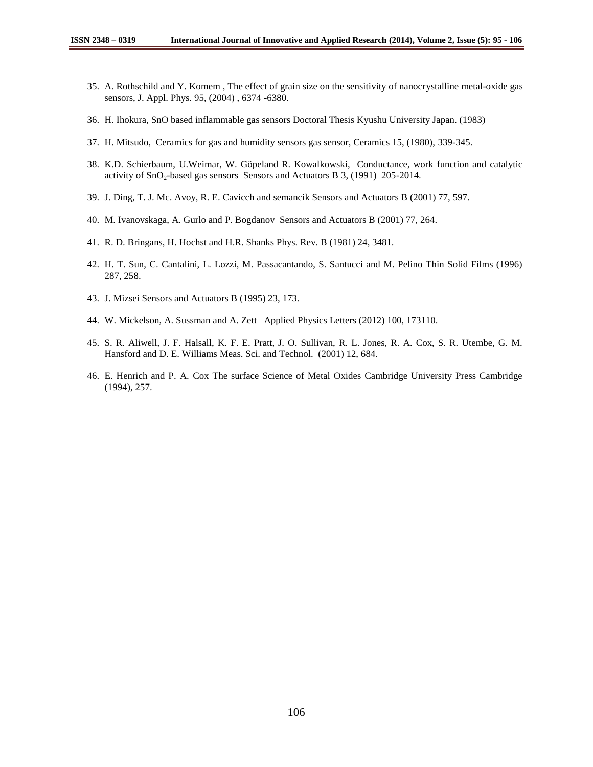35. A. Rothschild and Y. Komem , The effect of grain size on the sensitivity of nanocrystalline metal-oxide gas sensors, J. Appl. Phys. 95, (2004) , 6374 -6380.

36. H. Ihokura, SnO based inflammable gas sensors Doctoral Thesis Kyushu University Japan. (1983)

37. H. Mitsudo, Ceramics for gas and humidity sensors gas sensor, Ceramics 15, (1980), 339-345.

38. K.D. Schierbaum, U.Weimar, W. Göpeland R. Kowalkowski, Conductance, work function and catalytic activity of $SnO_2$-based gas sensors Sensors and Actuators B 3, (1991) 205-2014.

39. J. Ding, T. J. Mc. Avoy, R. E. Cavicch and semancik Sensors and Actuators B (2001) 77, 597.

40. M. Ivanovskaga, A. Gurlo and P. Bogdanov Sensors and Actuators B (2001) 77, 264.

41. R. D. Bringans, H. Hochst and H.R. Shanks Phys. Rev. B (1981) 24, 3481.

42. H. T. Sun, C. Cantalini, L. Lozzi, M. Passacantando, S. Santucci and M. Pelino Thin Solid Films (1996) 287, 258.

43. J. Mizsei Sensors and Actuators B (1995) 23, 173.

44. W. Mickelson, A. Sussman and A. Zett Applied Physics Letters (2012) 100, 173110.

45. S. R. Aliwell, J. F. Halsall, K. F. E. Pratt, J. O. Sullivan, R. L. Jones, R. A. Cox, S. R. Utembe, G. M. Hansford and D. E. Williams Meas. Sci. and Technol. (2001) 12, 684.

46. E. Henrich and P. A. Cox The surface Science of Metal Oxides Cambridge University Press Cambridge (1994), 257.